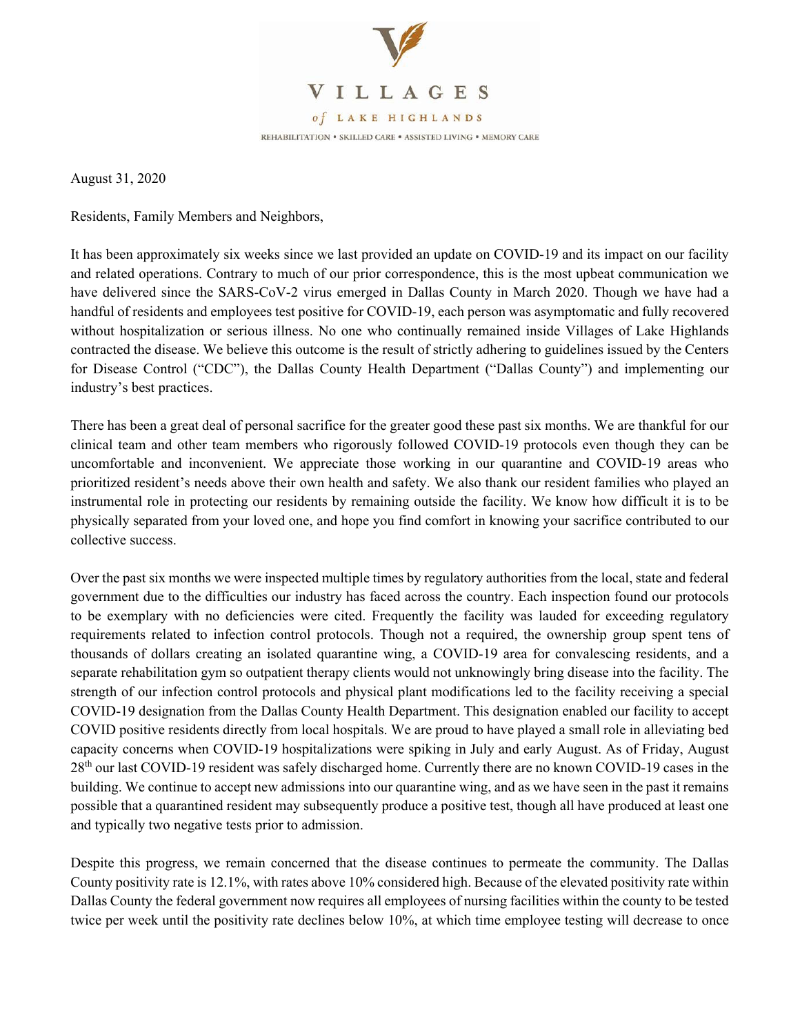# VILLAGES

*of* LAKE HIGHLANDS

REHABILITATION • SKILLED CARE • ASSISTED LIVING • MEMORY CARE

August 31, 2020

Residents, Family Members and Neighbors,

It has been approximately six weeks since we last provided an update on COVID-19 and its impact on our facility and related operations. Contrary to much of our prior correspondence, this is the most upbeat communication we have delivered since the SARS-CoV-2 virus emerged in Dallas County in March 2020. Though we have had a handful of residents and employees test positive for COVID-19, each person was asymptomatic and fully recovered without hospitalization or serious illness. No one who continually remained inside Villages of Lake Highlands contracted the disease. We believe this outcome is the result of strictly adhering to guidelines issued by the Centers for Disease Control ("CDC"), the Dallas County Health Department ("Dallas County") and implementing our industry's best practices.

There has been a great deal of personal sacrifice for the greater good these past six months. We are thankful for our clinical team and other team members who rigorously followed COVID-19 protocols even though they can be uncomfortable and inconvenient. We appreciate those working in our quarantine and COVID-19 areas who prioritized resident's needs above their own health and safety. We also thank our resident families who played an instrumental role in protecting our residents by remaining outside the facility. We know how difficult it is to be physically separated from your loved one, and hope you find comfort in knowing your sacrifice contributed to our collective success.

Over the past six months we were inspected multiple times by regulatory authorities from the local, state and federal government due to the difficulties our industry has faced across the country. Each inspection found our protocols to be exemplary with no deficiencies were cited. Frequently the facility was lauded for exceeding regulatory requirements related to infection control protocols. Though not a required, the ownership group spent tens of thousands of dollars creating an isolated quarantine wing, a COVID-19 area for convalescing residents, and a separate rehabilitation gym so outpatient therapy clients would not unknowingly bring disease into the facility. The strength of our infection control protocols and physical plant modifications led to the facility receiving a special COVID-19 designation from the Dallas County Health Department. This designation enabled our facility to accept COVID positive residents directly from local hospitals. We are proud to have played a small role in alleviating bed capacity concerns when COVID-19 hospitalizations were spiking in July and early August. As of Friday, August 28th our last COVID-19 resident was safely discharged home. Currently there are no known COVID-19 cases in the building. We continue to accept new admissions into our quarantine wing, and as we have seen in the past it remains possible that a quarantined resident may subsequently produce a positive test, though all have produced at least one and typically two negative tests prior to admission.

Despite this progress, we remain concerned that the disease continues to permeate the community. The Dallas County positivity rate is 12.1%, with rates above 10% considered high. Because of the elevated positivity rate within Dallas County the federal government now requires all employees of nursing facilities within the county to be tested twice per week until the positivity rate declines below 10%, at which time employee testing will decrease to once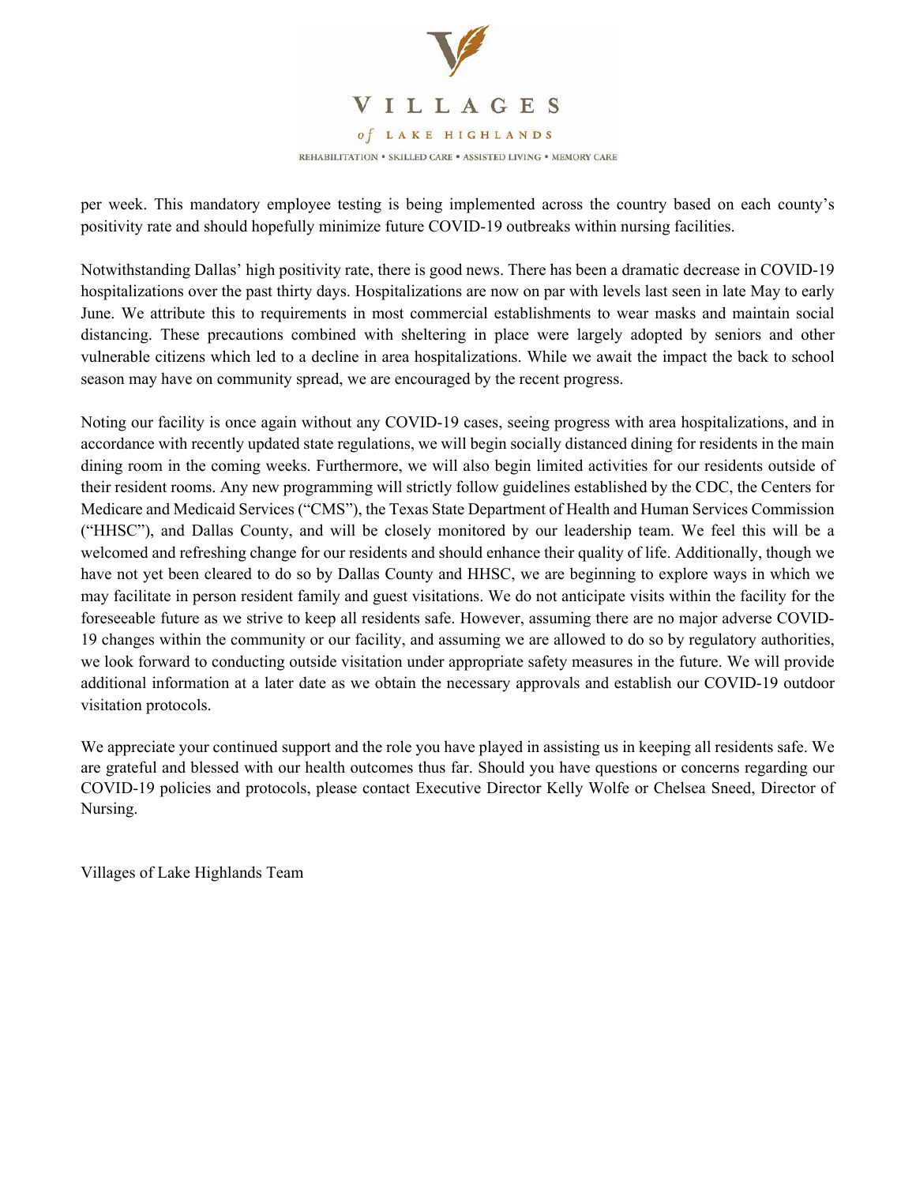per week. This mandatory employee testing is being implemented across the country based on each county's positivity rate and should hopefully minimize future COVID-19 outbreaks within nursing facilities.

Notwithstanding Dallas' high positivity rate, there is good news. There has been a dramatic decrease in COVID-19 hospitalizations over the past thirty days. Hospitalizations are now on par with levels last seen in late May to early June. We attribute this to requirements in most commercial establishments to wear masks and maintain social distancing. These precautions combined with sheltering in place were largely adopted by seniors and other vulnerable citizens which led to a decline in area hospitalizations. While we await the impact the back to school season may have on community spread, we are encouraged by the recent progress.

Noting our facility is once again without any COVID-19 cases, seeing progress with area hospitalizations, and in accordance with recently updated state regulations, we will begin socially distanced dining for residents in the main dining room in the coming weeks. Furthermore, we will also begin limited activities for our residents outside of their resident rooms. Any new programming will strictly follow guidelines established by the CDC, the Centers for Medicare and Medicaid Services ("CMS"), the Texas State Department of Health and Human Services Commission ("HHSC"), and Dallas County, and will be closely monitored by our leadership team. We feel this will be a welcomed and refreshing change for our residents and should enhance their quality of life. Additionally, though we have not yet been cleared to do so by Dallas County and HHSC, we are beginning to explore ways in which we may facilitate in person resident family and guest visitations. We do not anticipate visits within the facility for the foreseeable future as we strive to keep all residents safe. However, assuming there are no major adverse COVID-19 changes within the community or our facility, and assuming we are allowed to do so by regulatory authorities, we look forward to conducting outside visitation under appropriate safety measures in the future. We will provide additional information at a later date as we obtain the necessary approvals and establish our COVID-19 outdoor visitation protocols.

We appreciate your continued support and the role you have played in assisting us in keeping all residents safe. We are grateful and blessed with our health outcomes thus far. Should you have questions or concerns regarding our COVID-19 policies and protocols, please contact Executive Director Kelly Wolfe or Chelsea Sneed, Director of Nursing.

Villages of Lake Highlands Team